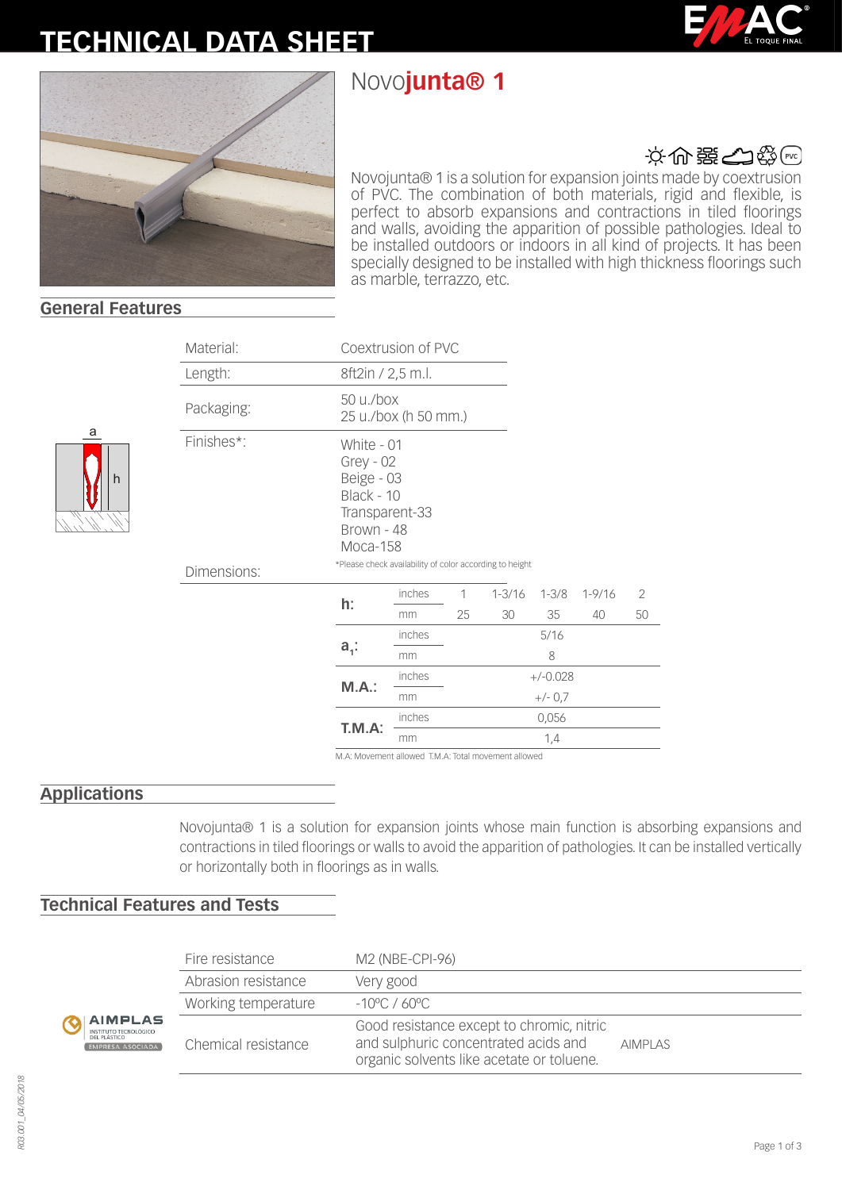# TECHNICAL DATA SHEET

# Novo**junta® 1**

Novojunta® 1 is a solution for expansion joints made by coextrusion of PVC. The combination of both materials, rigid and flexible, is perfect to absorb expansions and contractions in tiled floorings and walls, avoiding the apparition of possible pathologies. Ideal to be installed outdoors or indoors in all kind of projects. It has been specially designed to be installed with high thickness floorings such as marble, terrazzo, etc.

## General Features

| | |
|---|---|
| Material: | Coextrusion of PVC |
| Length: | 8ft2in / 2,5 m.l. |
| Packaging: | 50 u./box<br>25 u./box (h 50 mm.) |
| Finishes*: | White - 01<br>Grey - 02<br>Beige - 03<br>Black - 10<br>Transparent-33<br>Brown - 48<br>Moca-158 |

*Please check availability of color according to height

Dimensions:

| | | | | | | |
|---|---|---|---|---|---|---|
| **h:** | inches | 1 | 1-3/16 | 1-3/8 | 1-9/16 | 2 |
| | mm | 25 | 30 | 35 | 40 | 50 |
| **$a_1$:** | inches | | | 5/16 | | |
| | mm | | | 8 | | |
| **M.A.:** | inches | | | +/-0.028 | | |
| | mm | | | +/- 0,7 | | |
| **T.M.A:** | inches | | | 0,056 | | |
| | mm | | | 1,4 | | |

M.A: Movement allowed T.M.A: Total movement allowed

## Applications

Novojunta® 1 is a solution for expansion joints whose main function is absorbing expansions and contractions in tiled floorings or walls to avoid the apparition of pathologies. It can be installed vertically or horizontally both in floorings as in walls.

## Technical Features and Tests

| | | |
|---|---|---|
| Fire resistance | M2 (NBE-CPI-96) | |
| Abrasion resistance | Very good | |
| Working temperature | -10ºC / 60ºC | |
| Chemical resistance | Good resistance except to chromic, nitric and sulphuric concentrated acids and organic solvents like acetate or toluene. | AIMPLAS |

R03.001_04/05/2018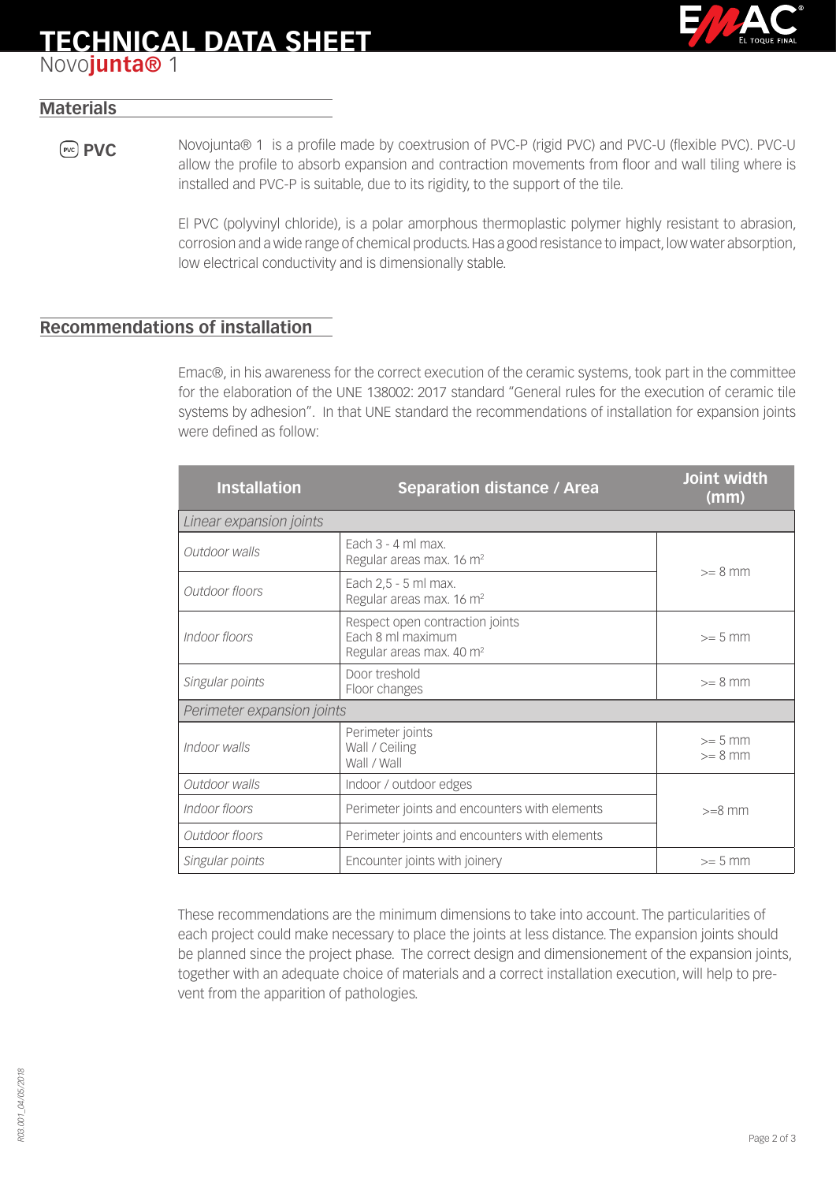# TECHNICAL DATA SHEET

Novo**junta®** 1

## Materials

**PVC**

Novojunta® 1 is a profile made by coextrusion of PVC-P (rigid PVC) and PVC-U (flexible PVC). PVC-U allow the profile to absorb expansion and contraction movements from floor and wall tiling where is installed and PVC-P is suitable, due to its rigidity, to the support of the tile.

El PVC (polyvinyl chloride), is a polar amorphous thermoplastic polymer highly resistant to abrasion, corrosion and a wide range of chemical products. Has a good resistance to impact, low water absorption, low electrical conductivity and is dimensionally stable.

## Recommendations of installation

Emac®, in his awareness for the correct execution of the ceramic systems, took part in the committee for the elaboration of the UNE 138002: 2017 standard "General rules for the execution of ceramic tile systems by adhesion". In that UNE standard the recommendations of installation for expansion joints were defined as follow:

| Installation | Separation distance / Area | Joint width (mm) |
|---|---|---|
| *Linear expansion joints* | | |
| *Outdoor walls* | Each 3 - 4 ml max.<br>Regular areas max. 16 m² | >= 8 mm |
| *Outdoor floors* | Each 2,5 - 5 ml max.<br>Regular areas max. 16 m² | |
| *Indoor floors* | Respect open contraction joints<br>Each 8 ml maximum<br>Regular areas max. 40 m² | >= 5 mm |
| *Singular points* | Door treshold<br>Floor changes | >= 8 mm |
| *Perimeter expansion joints* | | |
| *Indoor walls* | Perimeter joints<br>Wall / Ceiling<br>Wall / Wall | >= 5 mm<br>>= 8 mm |
| *Outdoor walls* | Indoor / outdoor edges | >=8 mm |
| *Indoor floors* | Perimeter joints and encounters with elements | |
| *Outdoor floors* | Perimeter joints and encounters with elements | |
| *Singular points* | Encounter joints with joinery | >= 5 mm |

These recommendations are the minimum dimensions to take into account. The particularities of each project could make necessary to place the joints at less distance. The expansion joints should be planned since the project phase. The correct design and dimensionement of the expansion joints, together with an adequate choice of materials and a correct installation execution, will help to prevent from the apparition of pathologies.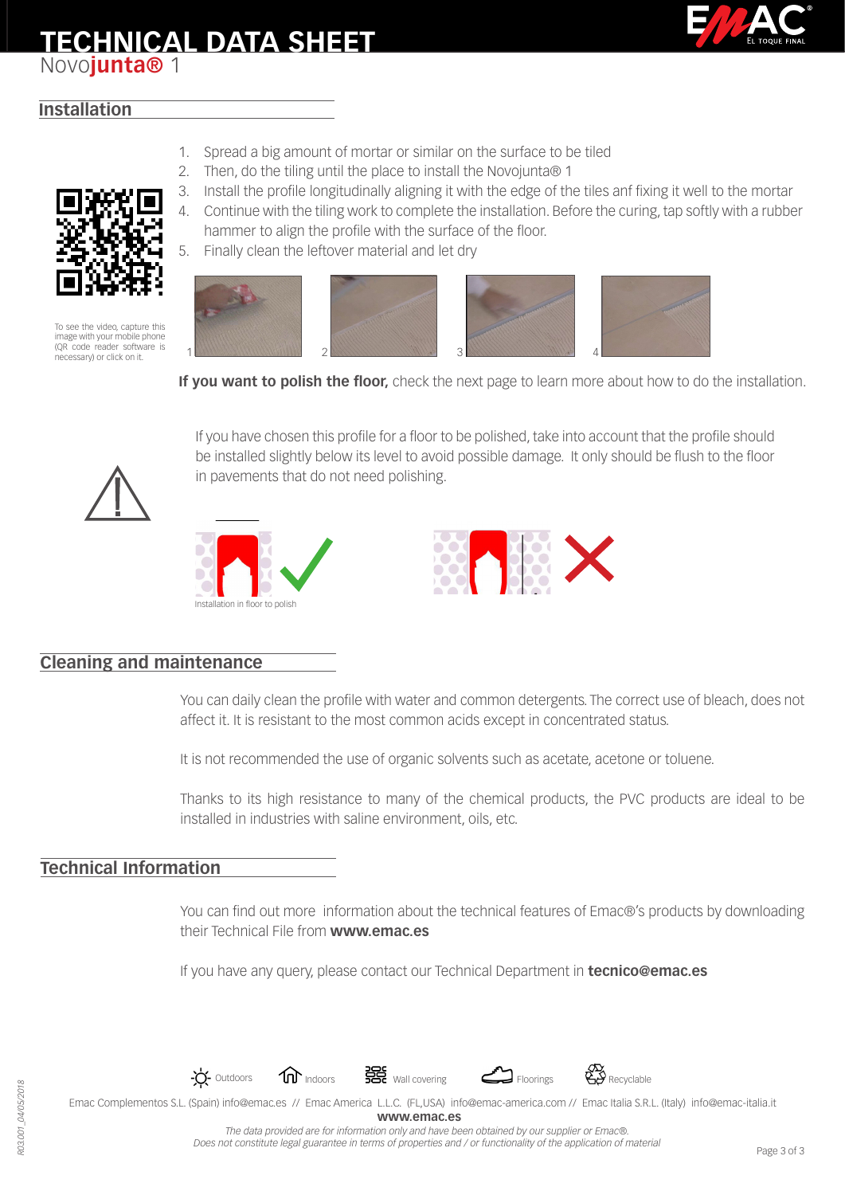# TECHNICAL DATA SHEET

Novo**junta®** 1

## Installation

1. Spread a big amount of mortar or similar on the surface to be tiled
2. Then, do the tiling until the place to install the Novojunta® 1
3. Install the profile longitudinally aligning it with the edge of the tiles anf fixing it well to the mortar
4. Continue with the tiling work to complete the installation. Before the curing, tap softly with a rubber hammer to align the profile with the surface of the floor.
5. Finally clean the leftover material and let dry

To see the video, capture this image with your mobile phone (QR code reader software is necessary) or click on it.

1 2 3 4

**If you want to polish the floor,** check the next page to learn more about how to do the installation.

If you have chosen this profile for a floor to be polished, take into account that the profile should be installed slightly below its level to avoid possible damage. It only should be flush to the floor in pavements that do not need polishing.

Installation in floor to polish

## Cleaning and maintenance

You can daily clean the profile with water and common detergents. The correct use of bleach, does not affect it. It is resistant to the most common acids except in concentrated status.

It is not recommended the use of organic solvents such as acetate, acetone or toluene.

Thanks to its high resistance to many of the chemical products, the PVC products are ideal to be installed in industries with saline environment, oils, etc.

## Technical Information

You can find out more information about the technical features of Emac®'s products by downloading their Technical File from **www.emac.es**

If you have any query, please contact our Technical Department in **tecnico@emac.es**

Outdoors Indoors Wall covering Floorings Recyclable

Emac Complementos S.L. (Spain) info@emac.es // Emac America L.L.C. (FL,USA) info@emac-america.com // Emac Italia S.R.L. (Italy) info@emac-italia.it

**www.emac.es**

*The data provided are for information only and have been obtained by our supplier or Emac®.*
*Does not constitute legal guarantee in terms of properties and / or functionality of the application of material*

R03.001_04/05/2018